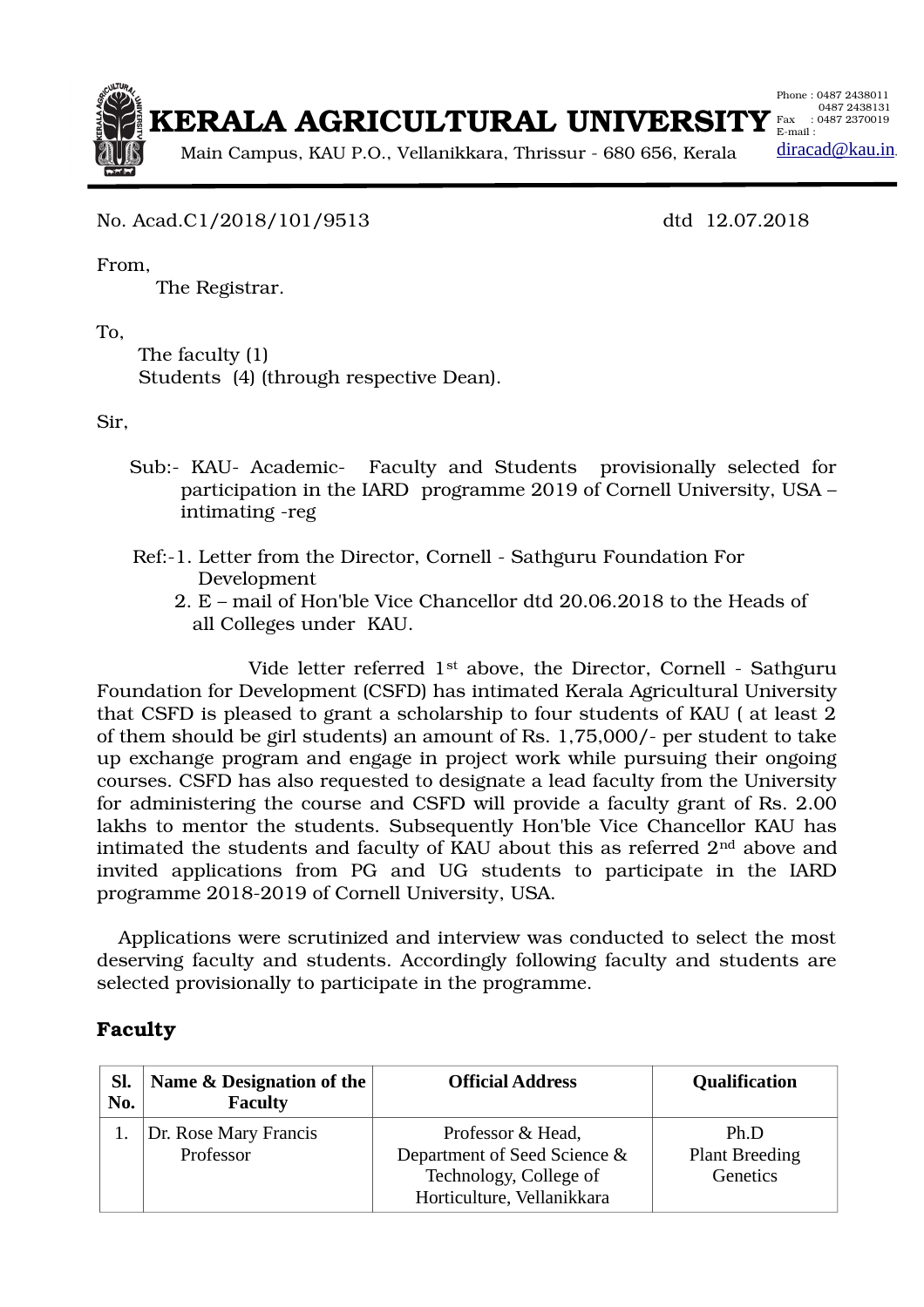# KERALA AGRICULTURAL UNIVERSITY

Main Campus, KAU P.O., Vellanikkara, Thrissur - 680 656, Kerala

Phone : 0487 2438011
0487 2438131
Fax : 0487 2370019
E-mail : diracad@kau.in

No. Acad.C1/2018/101/9513 dtd 12.07.2018

From,

The Registrar.

To,

The faculty (1)
Students (4) (through respective Dean).

Sir,

Sub:- KAU- Academic- Faculty and Students provisionally selected for participation in the IARD programme 2019 of Cornell University, USA – intimating -reg

Ref:-1. Letter from the Director, Cornell - Sathguru Foundation For Development
2. E – mail of Hon'ble Vice Chancellor dtd 20.06.2018 to the Heads of all Colleges under KAU.

Vide letter referred 1st above, the Director, Cornell - Sathguru Foundation for Development (CSFD) has intimated Kerala Agricultural University that CSFD is pleased to grant a scholarship to four students of KAU ( at least 2 of them should be girl students) an amount of Rs. 1,75,000/- per student to take up exchange program and engage in project work while pursuing their ongoing courses. CSFD has also requested to designate a lead faculty from the University for administering the course and CSFD will provide a faculty grant of Rs. 2.00 lakhs to mentor the students. Subsequently Hon'ble Vice Chancellor KAU has intimated the students and faculty of KAU about this as referred 2nd above and invited applications from PG and UG students to participate in the IARD programme 2018-2019 of Cornell University, USA.

Applications were scrutinized and interview was conducted to select the most deserving faculty and students. Accordingly following faculty and students are selected provisionally to participate in the programme.

## Faculty

| Sl. No. | Name & Designation of the Faculty | Official Address | Qualification |
|---|---|---|---|
| 1. | Dr. Rose Mary Francis Professor | Professor & Head, Department of Seed Science & Technology, College of Horticulture, Vellanikkara | Ph.D Plant Breeding Genetics |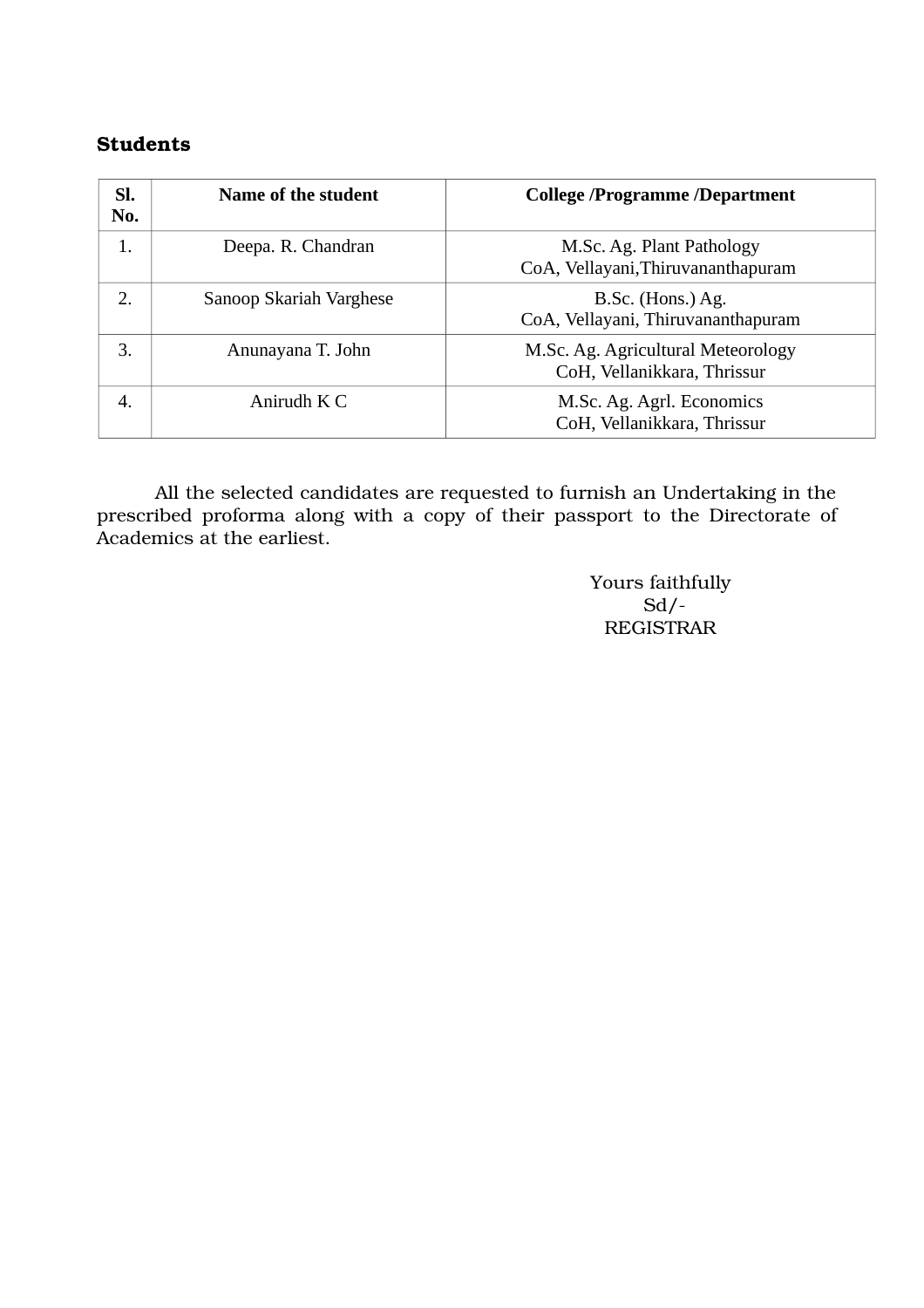**Students**

| Sl. No. | Name of the student | College /Programme /Department |
|---|---|---|
| 1. | Deepa. R. Chandran | M.Sc. Ag. Plant Pathology<br>CoA, Vellayani,Thiruvananthapuram |
| 2. | Sanoop Skariah Varghese | B.Sc. (Hons.) Ag.<br>CoA, Vellayani, Thiruvananthapuram |
| 3. | Anunayana T. John | M.Sc. Ag. Agricultural Meteorology<br>CoH, Vellanikkara, Thrissur |
| 4. | Anirudh K C | M.Sc. Ag. Agrl. Economics<br>CoH, Vellanikkara, Thrissur |

All the selected candidates are requested to furnish an Undertaking in the prescribed proforma along with a copy of their passport to the Directorate of Academics at the earliest.

Yours faithfully
Sd/-
REGISTRAR